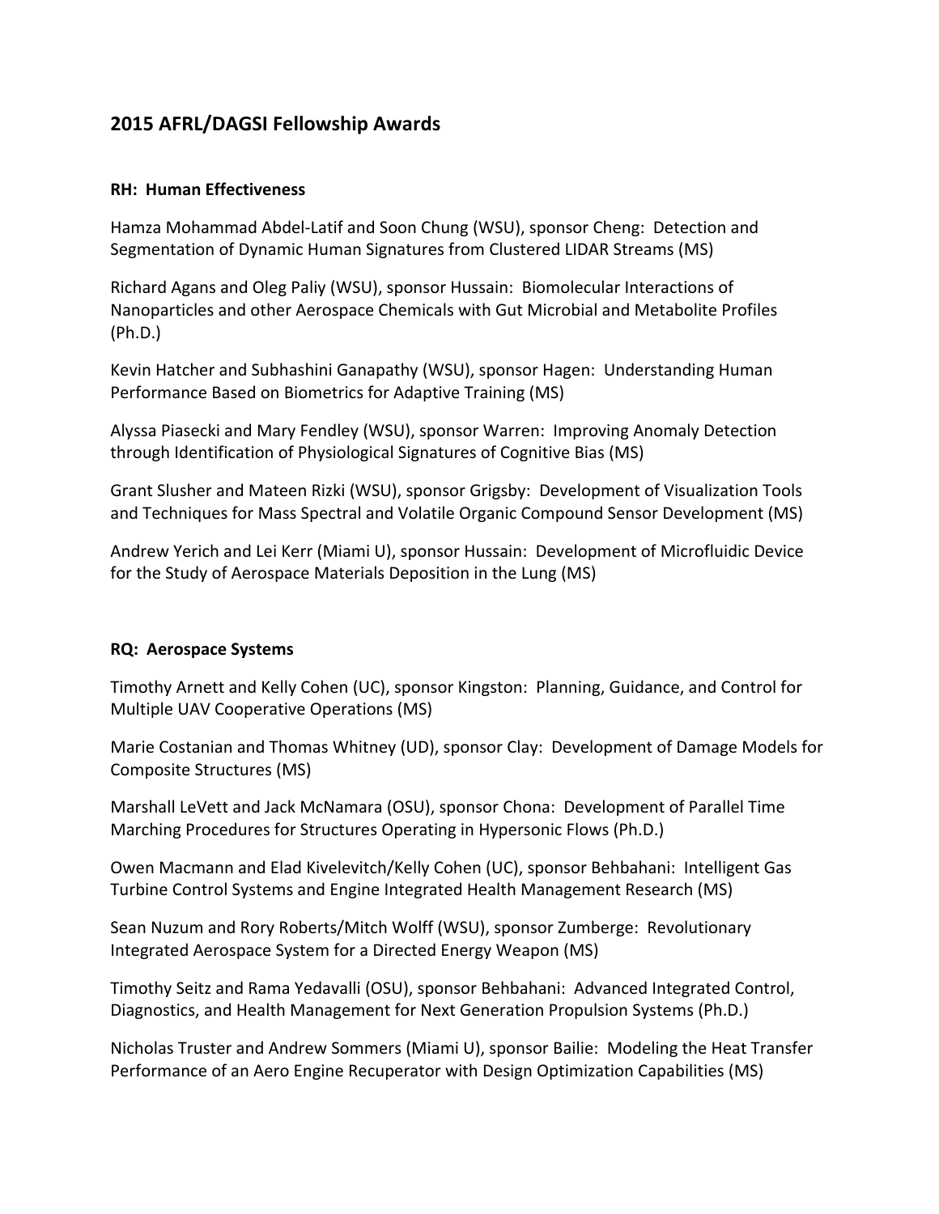## 2015 AFRL/DAGSI Fellowship Awards

### RH: Human Effectiveness

Hamza Mohammad Abdel-Latif and Soon Chung (WSU), sponsor Cheng: Detection and Segmentation of Dynamic Human Signatures from Clustered LIDAR Streams (MS)

Richard Agans and Oleg Paliy (WSU), sponsor Hussain: Biomolecular Interactions of Nanoparticles and other Aerospace Chemicals with Gut Microbial and Metabolite Profiles (Ph.D.)

Kevin Hatcher and Subhashini Ganapathy (WSU), sponsor Hagen: Understanding Human Performance Based on Biometrics for Adaptive Training (MS)

Alyssa Piasecki and Mary Fendley (WSU), sponsor Warren: Improving Anomaly Detection through Identification of Physiological Signatures of Cognitive Bias (MS)

Grant Slusher and Mateen Rizki (WSU), sponsor Grigsby: Development of Visualization Tools and Techniques for Mass Spectral and Volatile Organic Compound Sensor Development (MS)

Andrew Yerich and Lei Kerr (Miami U), sponsor Hussain: Development of Microfluidic Device for the Study of Aerospace Materials Deposition in the Lung (MS)

### RQ: Aerospace Systems

Timothy Arnett and Kelly Cohen (UC), sponsor Kingston: Planning, Guidance, and Control for Multiple UAV Cooperative Operations (MS)

Marie Costanian and Thomas Whitney (UD), sponsor Clay: Development of Damage Models for Composite Structures (MS)

Marshall LeVett and Jack McNamara (OSU), sponsor Chona: Development of Parallel Time Marching Procedures for Structures Operating in Hypersonic Flows (Ph.D.)

Owen Macmann and Elad Kivelevitch/Kelly Cohen (UC), sponsor Behbahani: Intelligent Gas Turbine Control Systems and Engine Integrated Health Management Research (MS)

Sean Nuzum and Rory Roberts/Mitch Wolff (WSU), sponsor Zumberge: Revolutionary Integrated Aerospace System for a Directed Energy Weapon (MS)

Timothy Seitz and Rama Yedavalli (OSU), sponsor Behbahani: Advanced Integrated Control, Diagnostics, and Health Management for Next Generation Propulsion Systems (Ph.D.)

Nicholas Truster and Andrew Sommers (Miami U), sponsor Bailie: Modeling the Heat Transfer Performance of an Aero Engine Recuperator with Design Optimization Capabilities (MS)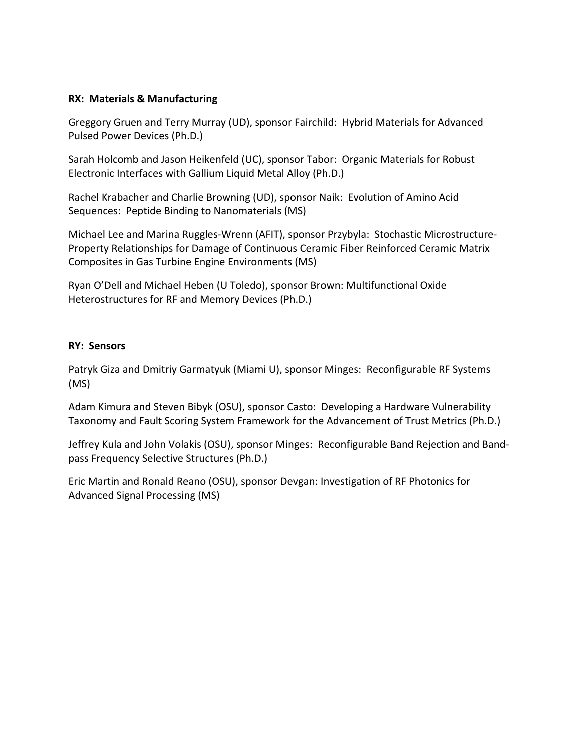**RX: Materials & Manufacturing**

Greggory Gruen and Terry Murray (UD), sponsor Fairchild: Hybrid Materials for Advanced Pulsed Power Devices (Ph.D.)

Sarah Holcomb and Jason Heikenfeld (UC), sponsor Tabor: Organic Materials for Robust Electronic Interfaces with Gallium Liquid Metal Alloy (Ph.D.)

Rachel Krabacher and Charlie Browning (UD), sponsor Naik: Evolution of Amino Acid Sequences: Peptide Binding to Nanomaterials (MS)

Michael Lee and Marina Ruggles-Wrenn (AFIT), sponsor Przybyla: Stochastic Microstructure-Property Relationships for Damage of Continuous Ceramic Fiber Reinforced Ceramic Matrix Composites in Gas Turbine Engine Environments (MS)

Ryan O'Dell and Michael Heben (U Toledo), sponsor Brown: Multifunctional Oxide Heterostructures for RF and Memory Devices (Ph.D.)

**RY: Sensors**

Patryk Giza and Dmitriy Garmatyuk (Miami U), sponsor Minges: Reconfigurable RF Systems (MS)

Adam Kimura and Steven Bibyk (OSU), sponsor Casto: Developing a Hardware Vulnerability Taxonomy and Fault Scoring System Framework for the Advancement of Trust Metrics (Ph.D.)

Jeffrey Kula and John Volakis (OSU), sponsor Minges: Reconfigurable Band Rejection and Band-pass Frequency Selective Structures (Ph.D.)

Eric Martin and Ronald Reano (OSU), sponsor Devgan: Investigation of RF Photonics for Advanced Signal Processing (MS)